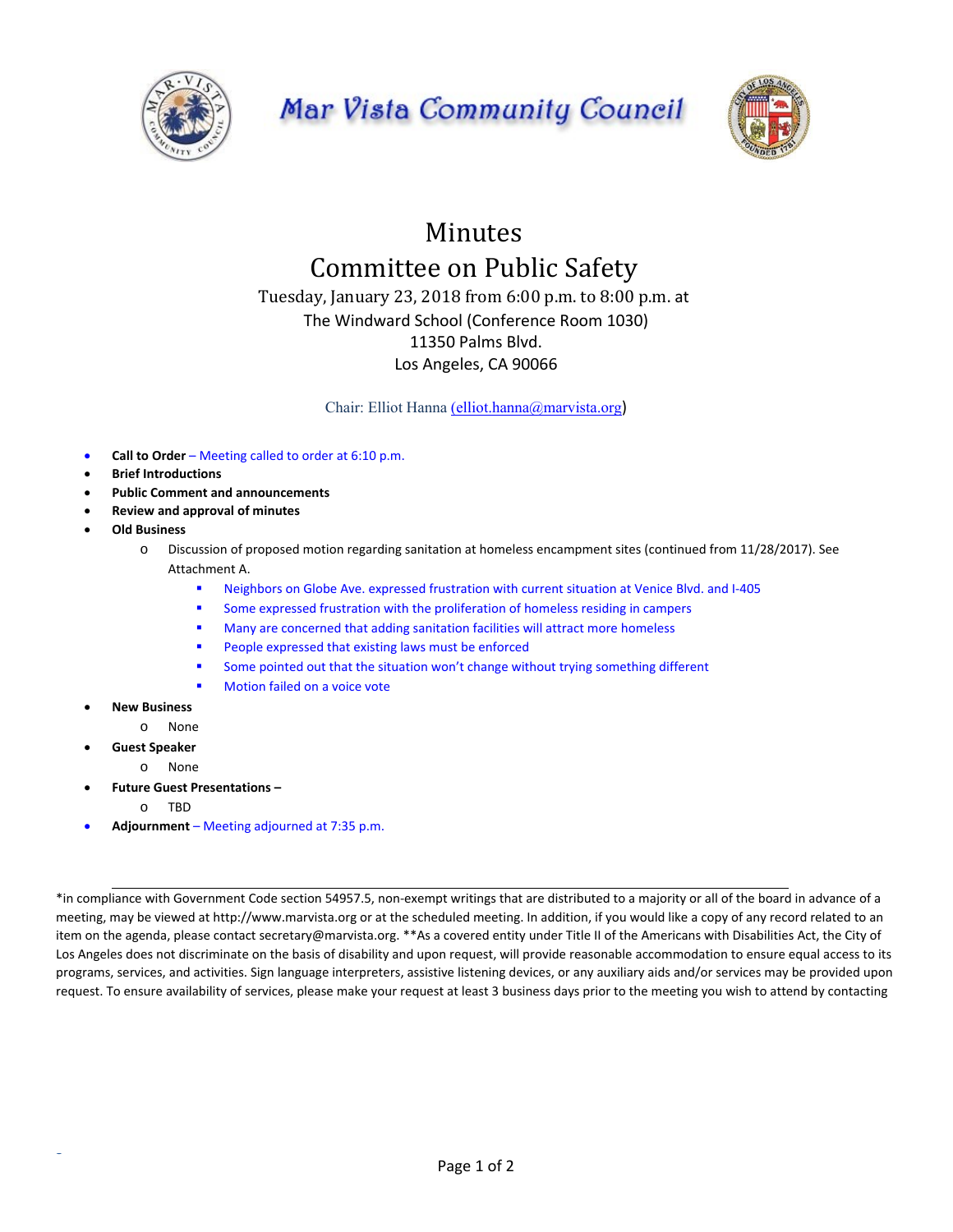# Mar Vista Community Council

## Minutes

## Committee on Public Safety

Tuesday, January 23, 2018 from 6:00 p.m. to 8:00 p.m. at
The Windward School (Conference Room 1030)
11350 Palms Blvd.
Los Angeles, CA 90066

Chair: Elliot Hanna (elliot.hanna@marvista.org)

- **Call to Order** – Meeting called to order at 6:10 p.m.
- **Brief Introductions**
- **Public Comment and announcements**
- **Review and approval of minutes**
- **Old Business**
  - Discussion of proposed motion regarding sanitation at homeless encampment sites (continued from 11/28/2017). See Attachment A.
    - Neighbors on Globe Ave. expressed frustration with current situation at Venice Blvd. and I-405
    - Some expressed frustration with the proliferation of homeless residing in campers
    - Many are concerned that adding sanitation facilities will attract more homeless
    - People expressed that existing laws must be enforced
    - Some pointed out that the situation won't change without trying something different
    - Motion failed on a voice vote
- **New Business**
  - None
- **Guest Speaker**
  - None
- **Future Guest Presentations –**
  - TBD
- **Adjournment** – Meeting adjourned at 7:35 p.m.

---

*in compliance with Government Code section 54957.5, non-exempt writings that are distributed to a majority or all of the board in advance of a meeting, may be viewed at http://www.marvista.org or at the scheduled meeting. In addition, if you would like a copy of any record related to an item on the agenda, please contact secretary@marvista.org. **As a covered entity under Title II of the Americans with Disabilities Act, the City of Los Angeles does not discriminate on the basis of disability and upon request, will provide reasonable accommodation to ensure equal access to its programs, services, and activities. Sign language interpreters, assistive listening devices, or any auxiliary aids and/or services may be provided upon request. To ensure availability of services, please make your request at least 3 business days prior to the meeting you wish to attend by contacting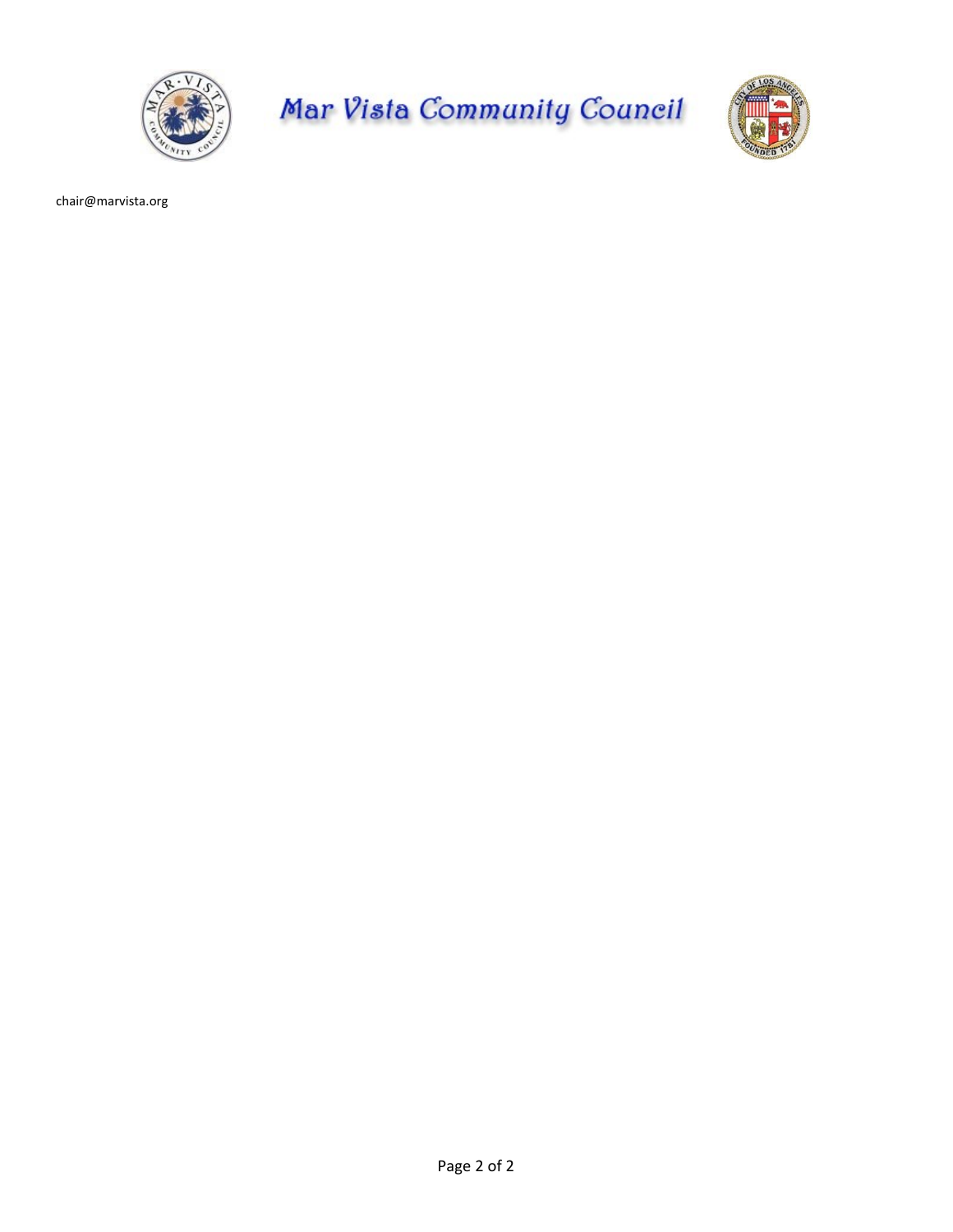chair@marvista.org